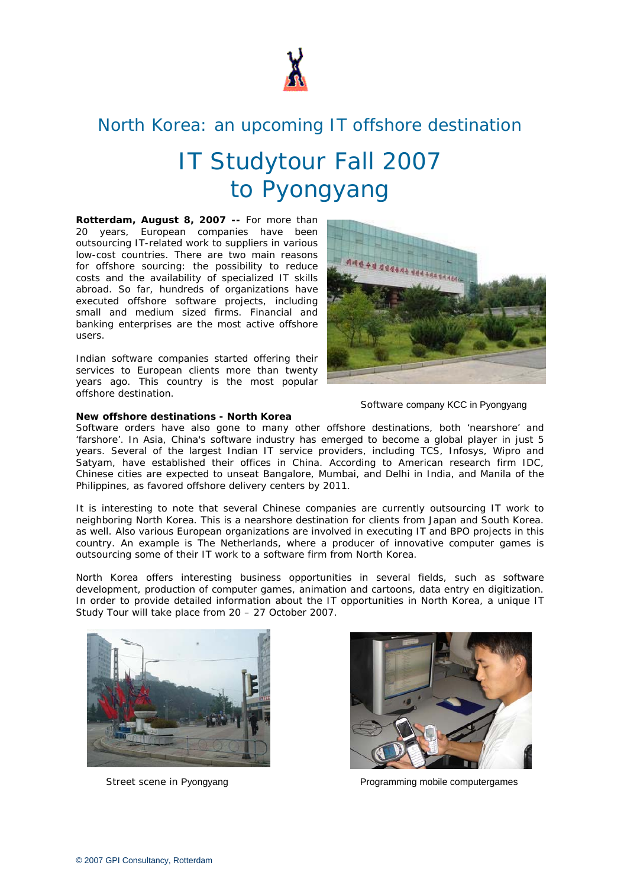# North Korea: an upcoming IT offshore destination

# IT Studytour Fall 2007 to Pyongyang

**Rotterdam, August 8, 2007 --** For more than 20 years, European companies have been outsourcing IT-related work to suppliers in various low-cost countries. There are two main reasons for offshore sourcing: the possibility to reduce costs and the availability of specialized IT skills abroad. So far, hundreds of organizations have executed offshore software projects, including small and medium sized firms. Financial and banking enterprises are the most active offshore users.

Indian software companies started offering their services to European clients more than twenty years ago. This country is the most popular offshore destination.

Software company KCC in Pyongyang

**New offshore destinations - North Korea**

Software orders have also gone to many other offshore destinations, both 'nearshore' and 'farshore'. In Asia, China's software industry has emerged to become a global player in just 5 years. Several of the largest Indian IT service providers, including TCS, Infosys, Wipro and Satyam, have established their offices in China. According to American research firm IDC, Chinese cities are expected to unseat Bangalore, Mumbai, and Delhi in India, and Manila of the Philippines, as favored offshore delivery centers by 2011.

It is interesting to note that several Chinese companies are currently outsourcing IT work to neighboring North Korea. This is a nearshore destination for clients from Japan and South Korea. as well. Also various European organizations are involved in executing IT and BPO projects in this country. An example is The Netherlands, where a producer of innovative computer games is outsourcing some of their IT work to a software firm from North Korea.

North Korea offers interesting business opportunities in several fields, such as software development, production of computer games, animation and cartoons, data entry en digitization. In order to provide detailed information about the IT opportunities in North Korea, a unique IT Study Tour will take place from 20 – 27 October 2007.

Street scene in Pyongyang

Programming mobile computergames

© 2007 GPI Consultancy, Rotterdam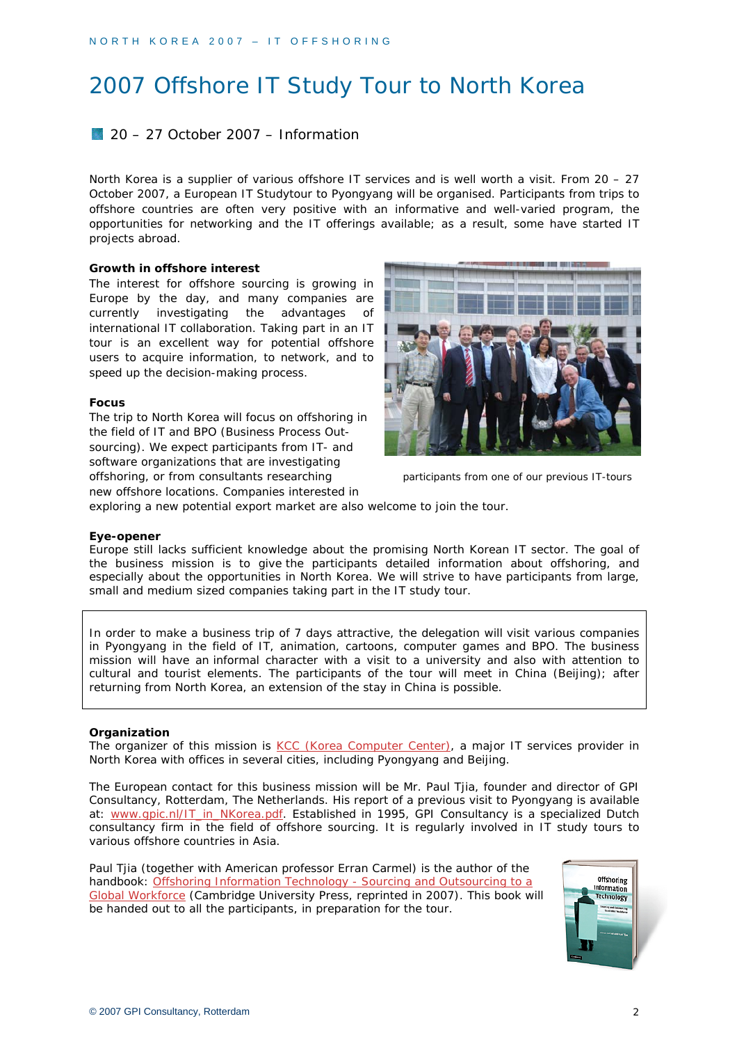# 2007 Offshore IT Study Tour to North Korea

## 20 – 27 October 2007 – Information

North Korea is a supplier of various offshore IT services and is well worth a visit. From 20 – 27 October 2007, a European IT Studytour to Pyongyang will be organised. Participants from trips to offshore countries are often very positive with an informative and well-varied program, the opportunities for networking and the IT offerings available; as a result, some have started IT projects abroad.

**Growth in offshore interest**

The interest for offshore sourcing is growing in Europe by the day, and many companies are currently investigating the advantages of international IT collaboration. Taking part in an IT tour is an excellent way for potential offshore users to acquire information, to network, and to speed up the decision-making process.

participants from one of our previous IT-tours

**Focus**

The trip to North Korea will focus on offshoring in the field of IT and BPO (Business Process Out-sourcing). We expect participants from IT- and software organizations that are investigating offshoring, or from consultants researching new offshore locations. Companies interested in exploring a new potential export market are also welcome to join the tour.

**Eye-opener**

Europe still lacks sufficient knowledge about the promising North Korean IT sector. The goal of the business mission is to give the participants detailed information about offshoring, and especially about the opportunities in North Korea. We will strive to have participants from large, small and medium sized companies taking part in the IT study tour.

In order to make a business trip of 7 days attractive, the delegation will visit various companies in Pyongyang in the field of IT, animation, cartoons, computer games and BPO. The business mission will have an informal character with a visit to a university and also with attention to cultural and tourist elements. The participants of the tour will meet in China (Beijing); after returning from North Korea, an extension of the stay in China is possible.

**Organization**

The organizer of this mission is KCC (Korea Computer Center), a major IT services provider in North Korea with offices in several cities, including Pyongyang and Beijing.

The European contact for this business mission will be Mr. Paul Tjia, founder and director of GPI Consultancy, Rotterdam, The Netherlands. His report of a previous visit to Pyongyang is available at: www.gpic.nl/IT_in_NKorea.pdf. Established in 1995, GPI Consultancy is a specialized Dutch consultancy firm in the field of offshore sourcing. It is regularly involved in IT study tours to various offshore countries in Asia.

Paul Tjia (together with American professor Erran Carmel) is the author of the handbook: Offshoring Information Technology - Sourcing and Outsourcing to a Global Workforce (Cambridge University Press, reprinted in 2007). This book will be handed out to all the participants, in preparation for the tour.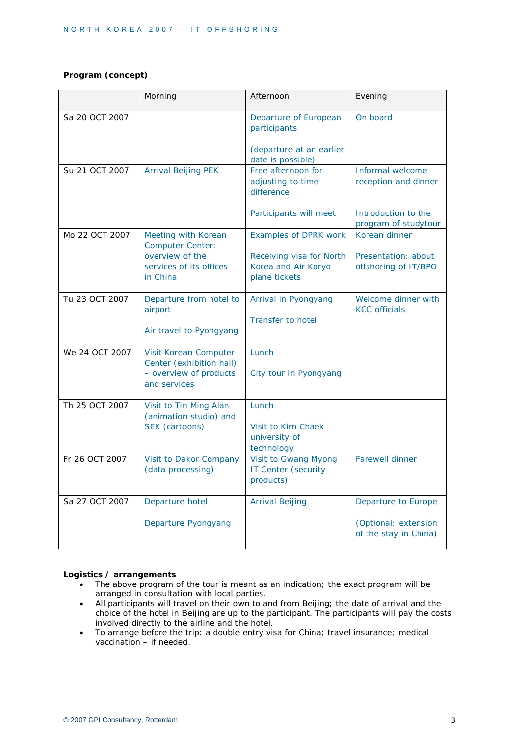**Program (concept)**

| | Morning | Afternoon | Evening |
|---|---|---|---|
| Sa 20 OCT 2007 | | Departure of European participants<br><br>(departure at an earlier date is possible) | On board |
| Su 21 OCT 2007 | Arrival Beijing PEK | Free afternoon for adjusting to time difference<br><br>Participants will meet | Informal welcome reception and dinner<br><br>Introduction to the program of studytour |
| Mo 22 OCT 2007 | Meeting with Korean Computer Center: overview of the services of its offices in China | Examples of DPRK work<br><br>Receiving visa for North Korea and Air Koryo plane tickets | Korean dinner<br><br>Presentation: about offshoring of IT/BPO |
| Tu 23 OCT 2007 | Departure from hotel to airport<br><br>Air travel to Pyongyang | Arrival in Pyongyang<br><br>Transfer to hotel | Welcome dinner with KCC officials |
| We 24 OCT 2007 | Visit Korean Computer Center (exhibition hall) – overview of products and services | Lunch<br><br>City tour in Pyongyang | |
| Th 25 OCT 2007 | Visit to Tin Ming Alan (animation studio) and SEK (cartoons) | Lunch<br><br>Visit to Kim Chaek university of technology | |
| Fr 26 OCT 2007 | Visit to Dakor Company (data processing) | Visit to Gwang Myong IT Center (security products) | Farewell dinner |
| Sa 27 OCT 2007 | Departure hotel<br><br>Departure Pyongyang | Arrival Beijing | Departure to Europe<br><br>(Optional: extension of the stay in China) |

**Logistics / arrangements**

- The above program of the tour is meant as an indication; the exact program will be arranged in consultation with local parties.
- All participants will travel on their own to and from Beijing; the date of arrival and the choice of the hotel in Beijing are up to the participant. The participants will pay the costs involved directly to the airline and the hotel.
- To arrange before the trip: a double entry visa for China; travel insurance; medical vaccination – if needed.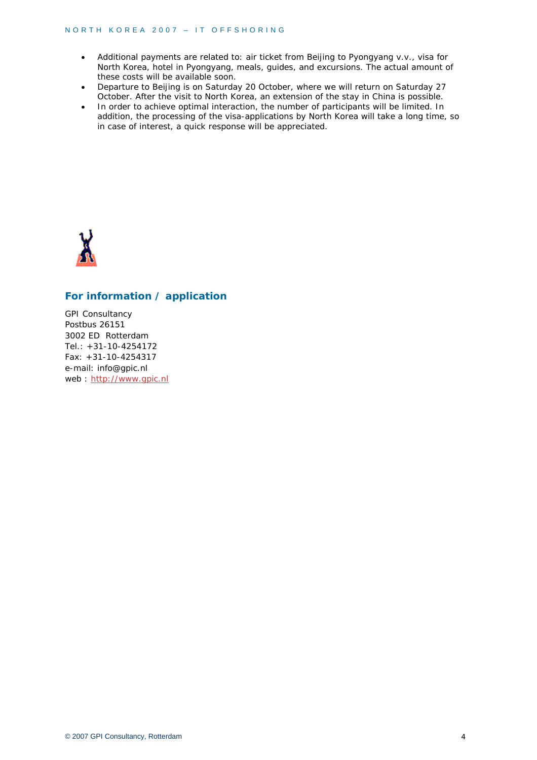- Additional payments are related to: air ticket from Beijing to Pyongyang v.v., visa for North Korea, hotel in Pyongyang, meals, guides, and excursions. The actual amount of these costs will be available soon.
- Departure to Beijing is on Saturday 20 October, where we will return on Saturday 27 October. After the visit to North Korea, an extension of the stay in China is possible.
- In order to achieve optimal interaction, the number of participants will be limited. In addition, the processing of the visa-applications by North Korea will take a long time, so in case of interest, a quick response will be appreciated.

## For information / application

GPI Consultancy
Postbus 26151
3002 ED Rotterdam
Tel.: +31-10-4254172
Fax: +31-10-4254317
e-mail: info@gpic.nl
web : http://www.gpic.nl